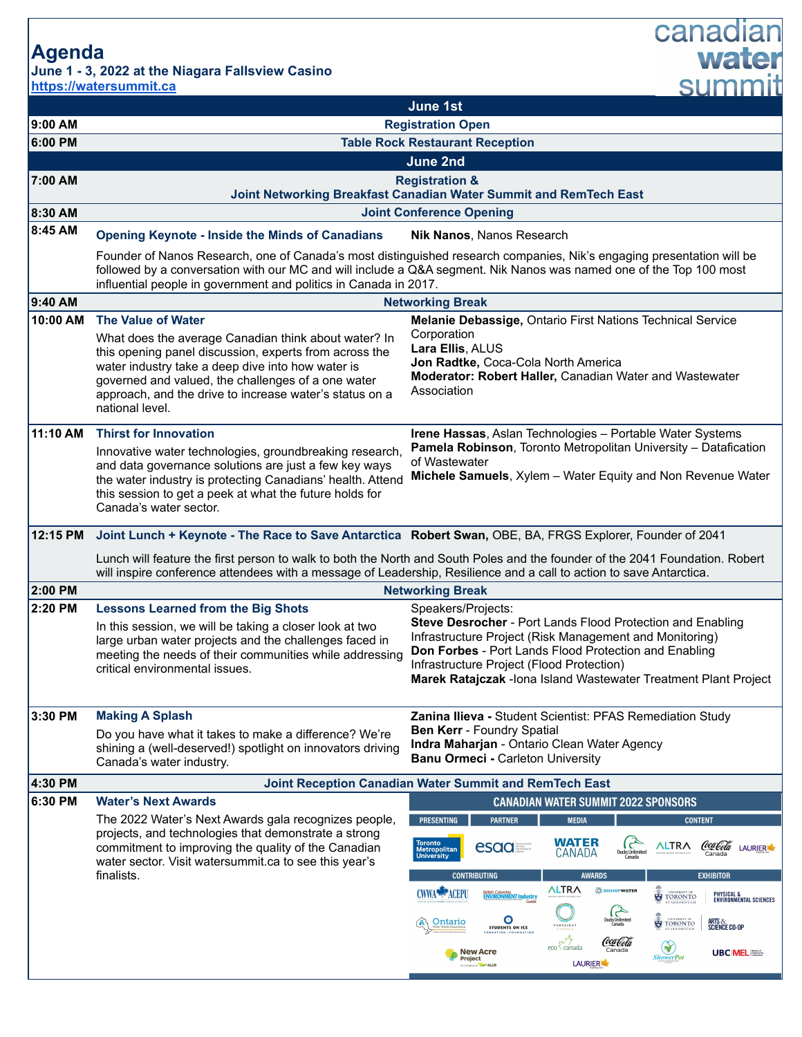# Agenda

**June 1 - 3, 2022 at the Niagara Fallsview Casino**
**https://watersummit.ca**

canadian water summit

## June 1st

| Time | Session |
|---|---|
| **9:00 AM** | **Registration Open** |
| **6:00 PM** | **Table Rock Restaurant Reception** |

## June 2nd

| Time | Session | Speakers |
|---|---|---|
| **7:00 AM** | **Registration & Joint Networking Breakfast Canadian Water Summit and RemTech East** | |
| **8:30 AM** | **Joint Conference Opening** | |
| **8:45 AM** | **Opening Keynote - Inside the Minds of Canadians**<br><br>Founder of Nanos Research, one of Canada's most distinguished research companies, Nik's engaging presentation will be followed by a conversation with our MC and will include a Q&A segment. Nik Nanos was named one of the Top 100 most influential people in government and politics in Canada in 2017. | **Nik Nanos**, Nanos Research |
| **9:40 AM** | **Networking Break** | |
| **10:00 AM** | **The Value of Water**<br><br>What does the average Canadian think about water? In this opening panel discussion, experts from across the water industry take a deep dive into how water is governed and valued, the challenges of a one water approach, and the drive to increase water's status on a national level. | **Melanie Debassige,** Ontario First Nations Technical Service Corporation<br>**Lara Ellis**, ALUS<br>**Jon Radtke**, Coca-Cola North America<br>**Moderator: Robert Haller,** Canadian Water and Wastewater Association |
| **11:10 AM** | **Thirst for Innovation**<br><br>Innovative water technologies, groundbreaking research, and data governance solutions are just a few key ways the water industry is protecting Canadians' health. Attend this session to get a peek at what the future holds for Canada's water sector. | **Irene Hassas**, Aslan Technologies – Portable Water Systems<br>**Pamela Robinson**, Toronto Metropolitan University – Datafication of Wastewater<br>**Michele Samuels**, Xylem – Water Equity and Non Revenue Water |
| **12:15 PM** | **Joint Lunch + Keynote - The Race to Save Antarctica**<br><br>Lunch will feature the first person to walk to both the North and South Poles and the founder of the 2041 Foundation. Robert will inspire conference attendees with a message of Leadership, Resilience and a call to action to save Antarctica. | **Robert Swan,** OBE, BA, FRGS Explorer, Founder of 2041 |
| **2:00 PM** | **Networking Break** | |
| **2:20 PM** | **Lessons Learned from the Big Shots**<br><br>In this session, we will be taking a closer look at two large urban water projects and the challenges faced in meeting the needs of their communities while addressing critical environmental issues. | Speakers/Projects:<br>**Steve Desrocher** - Port Lands Flood Protection and Enabling Infrastructure Project (Risk Management and Monitoring)<br>**Don Forbes** - Port Lands Flood Protection and Enabling Infrastructure Project (Flood Protection)<br>**Marek Ratajczak** -Iona Island Wastewater Treatment Plant Project |
| **3:30 PM** | **Making A Splash**<br><br>Do you have what it takes to make a difference? We're shining a (well-deserved!) spotlight on innovators driving Canada's water industry. | **Zanina Ilieva -** Student Scientist: PFAS Remediation Study<br>**Ben Kerr** - Foundry Spatial<br>**Indra Maharjan** - Ontario Clean Water Agency<br>**Banu Ormeci -** Carleton University |
| **4:30 PM** | **Joint Reception Canadian Water Summit and RemTech East** | |
| **6:30 PM** | **Water's Next Awards**<br><br>The 2022 Water's Next Awards gala recognizes people, projects, and technologies that demonstrate a strong commitment to improving the quality of the Canadian water sector. Visit watersummit.ca to see this year's finalists. | |

### CANADIAN WATER SUMMIT 2022 SPONSORS

| PRESENTING | PARTNER | MEDIA | CONTENT |
|---|---|---|---|
| Toronto Metropolitan University | esaa | WATER CANADA | Ducks Unlimited Canada, ALTRA, Coca-Cola Canada, LAURIER |

| CONTRIBUTING | AWARDS | EXHIBITOR |
|---|---|---|
| CWWA ACEPU, British Columbia Environment Industry Guide, Ontario Water Works Association, Students on Ice Foundation, New Acre Project | ALTRA, Bishop Water, Foresight Canada, Ducks Unlimited Canada, eco canada, Coca-Cola Canada, LAURIER | University of Toronto Scarborough Physical & Environmental Sciences, University of Toronto Scarborough Arts & Science Co-op, ShowerPot, UBC MEL |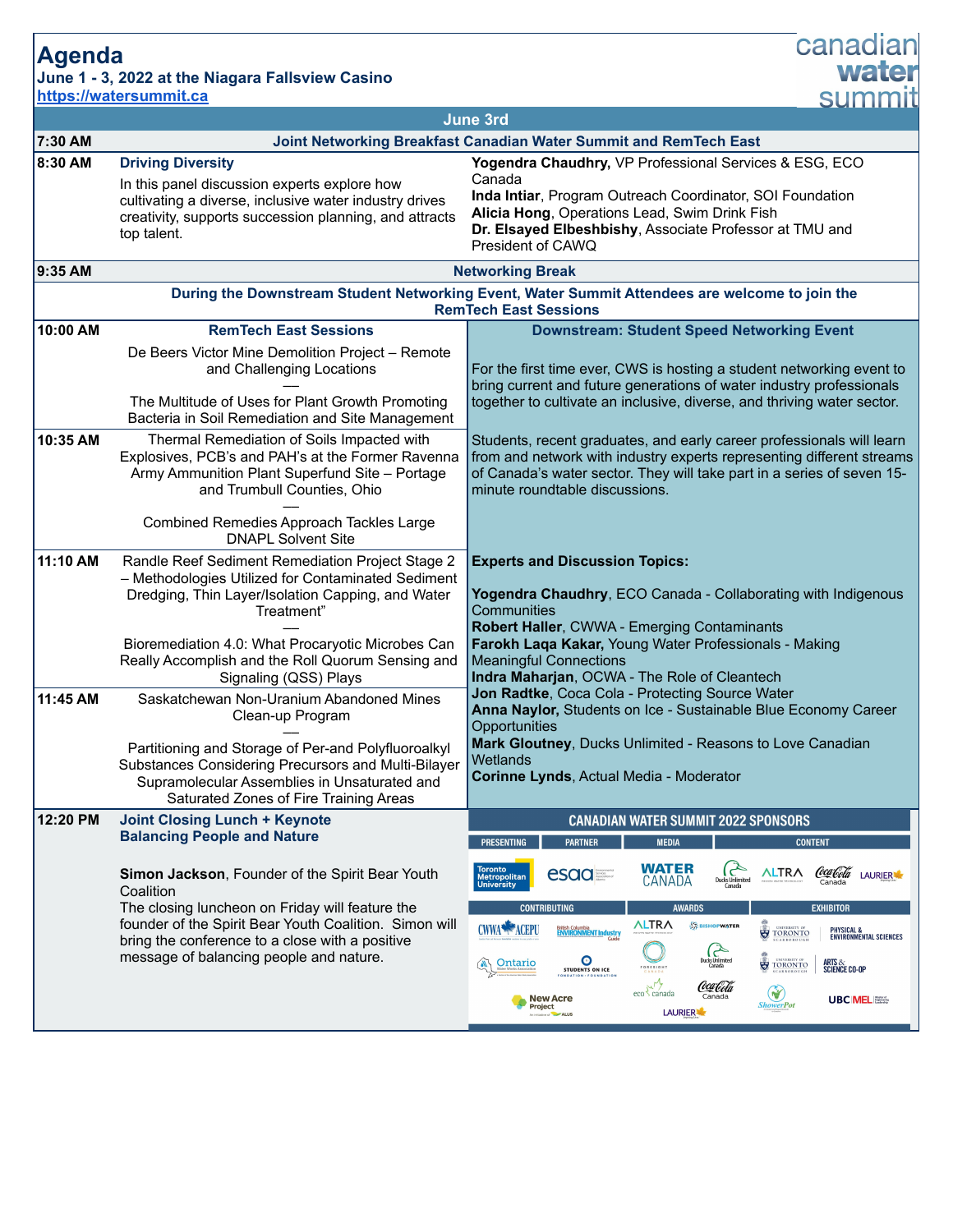# Agenda

**June 1 - 3, 2022 at the Niagara Fallsview Casino**

**https://watersummit.ca**

canadian water summit

## June 3rd

**7:30 AM** — **Joint Networking Breakfast Canadian Water Summit and RemTech East**

**8:30 AM** — **Driving Diversity**

In this panel discussion experts explore how cultivating a diverse, inclusive water industry drives creativity, supports succession planning, and attracts top talent.

**Yogendra Chaudhry,** VP Professional Services & ESG, ECO Canada
**Inda Intiar**, Program Outreach Coordinator, SOI Foundation
**Alicia Hong**, Operations Lead, Swim Drink Fish
**Dr. Elsayed Elbeshbishy**, Associate Professor at TMU and President of CAWQ

**9:35 AM** — **Networking Break**

**During the Downstream Student Networking Event, Water Summit Attendees are welcome to join the RemTech East Sessions**

| Time | RemTech East Sessions | Downstream: Student Speed Networking Event |
|---|---|---|
| 10:00 AM | De Beers Victor Mine Demolition Project – Remote and Challenging Locations<br>—<br>The Multitude of Uses for Plant Growth Promoting Bacteria in Soil Remediation and Site Management | For the first time ever, CWS is hosting a student networking event to bring current and future generations of water industry professionals together to cultivate an inclusive, diverse, and thriving water sector. |
| 10:35 AM | Thermal Remediation of Soils Impacted with Explosives, PCB's and PAH's at the Former Ravenna Army Ammunition Plant Superfund Site – Portage and Trumbull Counties, Ohio<br>—<br>Combined Remedies Approach Tackles Large DNAPL Solvent Site | Students, recent graduates, and early career professionals will learn from and network with industry experts representing different streams of Canada's water sector. They will take part in a series of seven 15-minute roundtable discussions. |
| 11:10 AM | Randle Reef Sediment Remediation Project Stage 2 – Methodologies Utilized for Contaminated Sediment Dredging, Thin Layer/Isolation Capping, and Water Treatment"<br>—<br>Bioremediation 4.0: What Procaryotic Microbes Can Really Accomplish and the Roll Quorum Sensing and Signaling (QSS) Plays | **Experts and Discussion Topics:**<br>**Yogendra Chaudhry**, ECO Canada - Collaborating with Indigenous Communities<br>**Robert Haller**, CWWA - Emerging Contaminants<br>**Farokh Laqa Kakar,** Young Water Professionals - Making Meaningful Connections<br>**Indra Maharjan**, OCWA - The Role of Cleantech |
| 11:45 AM | Saskatchewan Non-Uranium Abandoned Mines Clean-up Program<br>—<br>Partitioning and Storage of Per-and Polyfluoroalkyl Substances Considering Precursors and Multi-Bilayer Supramolecular Assemblies in Unsaturated and Saturated Zones of Fire Training Areas | **Jon Radtke**, Coca Cola - Protecting Source Water<br>**Anna Naylor,** Students on Ice - Sustainable Blue Economy Career Opportunities<br>**Mark Gloutney**, Ducks Unlimited - Reasons to Love Canadian Wetlands<br>**Corinne Lynds**, Actual Media - Moderator |

**12:20 PM** — **Joint Closing Lunch + Keynote**
**Balancing People and Nature**

**Simon Jackson**, Founder of the Spirit Bear Youth Coalition

The closing luncheon on Friday will feature the founder of the Spirit Bear Youth Coalition. Simon will bring the conference to a close with a positive message of balancing people and nature.

### CANADIAN WATER SUMMIT 2022 SPONSORS

**PRESENTING:** Toronto Metropolitan University

**PARTNER:** esaa

**MEDIA:** Water Canada

**CONTENT:** Ducks Unlimited Canada, ALTRA, Coca-Cola Canada, Laurier

**CONTRIBUTING:** CWWA ACEPU, British Columbia Environment Industry Guide, Ontario Water Works Association, Students on Ice Foundation, New Acre Project

**AWARDS:** ALTRA, Bishop Water, Foresight Canada, Ducks Unlimited Canada, eco canada, Coca-Cola Canada, Laurier

**EXHIBITOR:** University of Toronto Scarborough Physical & Environmental Sciences, University of Toronto Scarborough Arts & Science Co-op, ShowerPot, UBC MEL